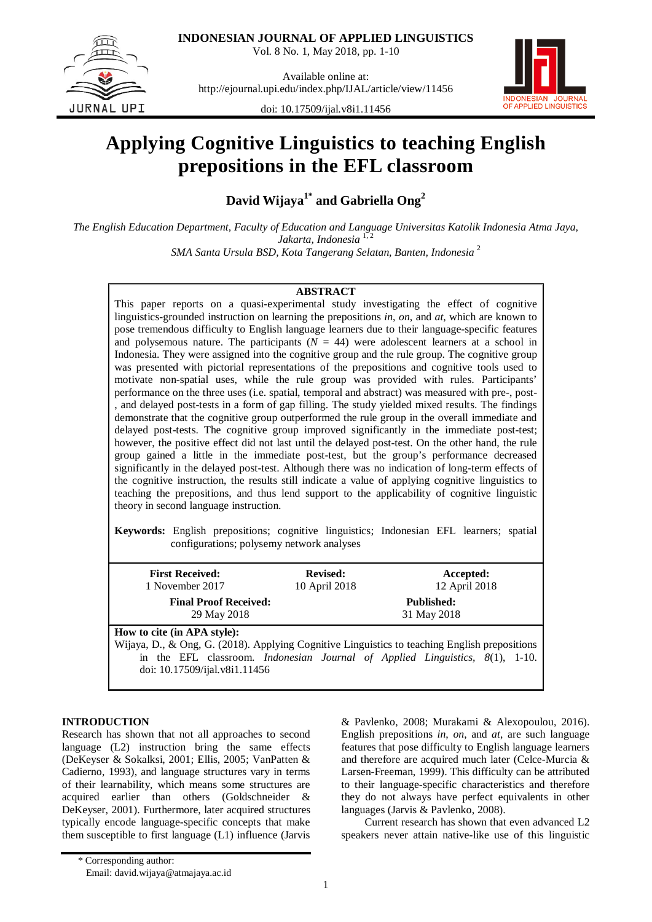# Applying Cognitive Linguistics to teaching English prepositions in the EFL classroom

**David Wijaya[1*] and Gabriella Ong[2]**

*The English Education Department, Faculty of Education and Language Universitas Katolik Indonesia Atma Jaya, Jakarta, Indonesia* [1, 2]
*SMA Santa Ursula BSD, Kota Tangerang Selatan, Banten, Indonesia* [2]

## ABSTRACT

This paper reports on a quasi-experimental study investigating the effect of cognitive linguistics-grounded instruction on learning the prepositions *in*, *on*, and *at*, which are known to pose tremendous difficulty to English language learners due to their language-specific features and polysemous nature. The participants ($N$ = 44) were adolescent learners at a school in Indonesia. They were assigned into the cognitive group and the rule group. The cognitive group was presented with pictorial representations of the prepositions and cognitive tools used to motivate non-spatial uses, while the rule group was provided with rules. Participants' performance on the three uses (i.e. spatial, temporal and abstract) was measured with pre-, post-, and delayed post-tests in a form of gap filling. The study yielded mixed results. The findings demonstrate that the cognitive group outperformed the rule group in the overall immediate and delayed post-tests. The cognitive group improved significantly in the immediate post-test; however, the positive effect did not last until the delayed post-test. On the other hand, the rule group gained a little in the immediate post-test, but the group's performance decreased significantly in the delayed post-test. Although there was no indication of long-term effects of the cognitive instruction, the results still indicate a value of applying cognitive linguistics to teaching the prepositions, and thus lend support to the applicability of cognitive linguistic theory in second language instruction.

**Keywords:** English prepositions; cognitive linguistics; Indonesian EFL learners; spatial configurations; polysemy network analyses

| **First Received:** 1 November 2017 | **Revised:** 10 April 2018 | **Accepted:** 12 April 2018 |
|---|---|---|
| **Final Proof Received:** 29 May 2018 | | **Published:** 31 May 2018 |

**How to cite (in APA style):**
Wijaya, D., & Ong, G. (2018). Applying Cognitive Linguistics to teaching English prepositions in the EFL classroom. *Indonesian Journal of Applied Linguistics*, *8*(1), 1-10. doi: 10.17509/ijal.v8i1.11456

## INTRODUCTION

Research has shown that not all approaches to second language (L2) instruction bring the same effects (DeKeyser & Sokalksi, 2001; Ellis, 2005; VanPatten & Cadierno, 1993), and language structures vary in terms of their learnability, which means some structures are acquired earlier than others (Goldschneider & DeKeyser, 2001). Furthermore, later acquired structures typically encode language-specific concepts that make them susceptible to first language (L1) influence (Jarvis & Pavlenko, 2008; Murakami & Alexopoulou, 2016). English prepositions *in*, *on*, and *at*, are such language features that pose difficulty to English language learners and therefore are acquired much later (Celce-Murcia & Larsen-Freeman, 1999). This difficulty can be attributed to their language-specific characteristics and therefore they do not always have perfect equivalents in other languages (Jarvis & Pavlenko, 2008).

Current research has shown that even advanced L2 speakers never attain native-like use of this linguistic

\* Corresponding author:
Email: david.wijaya@atmajaya.ac.id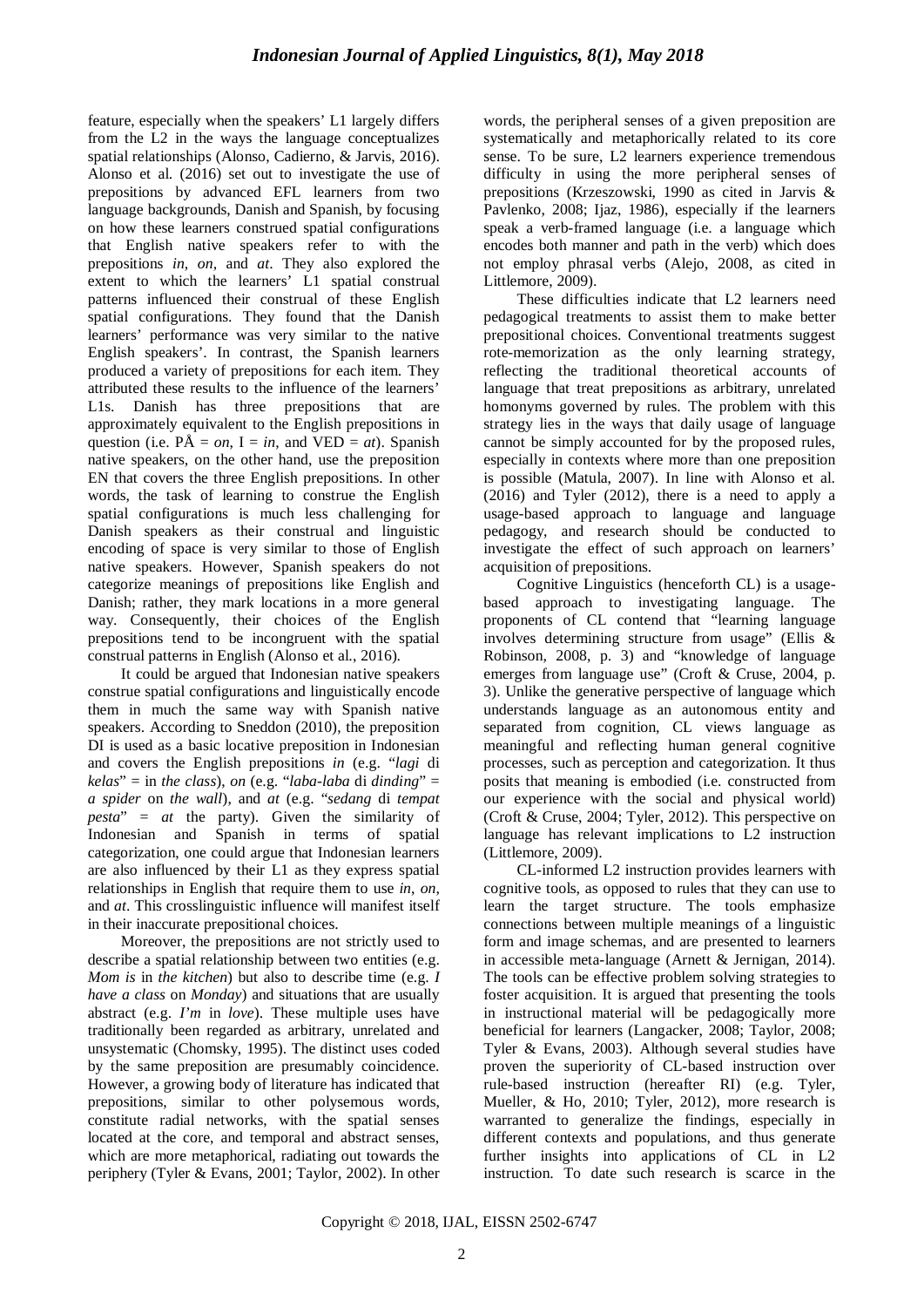feature, especially when the speakers' L1 largely differs from the L2 in the ways the language conceptualizes spatial relationships (Alonso, Cadierno, & Jarvis, 2016). Alonso et al. (2016) set out to investigate the use of prepositions by advanced EFL learners from two language backgrounds, Danish and Spanish, by focusing on how these learners construed spatial configurations that English native speakers refer to with the prepositions *in*, *on*, and *at*. They also explored the extent to which the learners' L1 spatial construal patterns influenced their construal of these English spatial configurations. They found that the Danish learners' performance was very similar to the native English speakers'. In contrast, the Spanish learners produced a variety of prepositions for each item. They attributed these results to the influence of the learners' L1s. Danish has three prepositions that are approximately equivalent to the English prepositions in question (i.e. PÅ = *on*, I = *in*, and VED = *at*). Spanish native speakers, on the other hand, use the preposition EN that covers the three English prepositions. In other words, the task of learning to construe the English spatial configurations is much less challenging for Danish speakers as their construal and linguistic encoding of space is very similar to those of English native speakers. However, Spanish speakers do not categorize meanings of prepositions like English and Danish; rather, they mark locations in a more general way. Consequently, their choices of the English prepositions tend to be incongruent with the spatial construal patterns in English (Alonso et al., 2016).

It could be argued that Indonesian native speakers construe spatial configurations and linguistically encode them in much the same way with Spanish native speakers. According to Sneddon (2010), the preposition DI is used as a basic locative preposition in Indonesian and covers the English prepositions *in* (e.g. "*lagi* di *kelas*" = in *the class*), *on* (e.g. "*laba-laba* di *dinding*" = *a spider* on *the wall*), and *at* (e.g. "*sedang* di *tempat pesta*" = *at* the party). Given the similarity of Indonesian and Spanish in terms of spatial categorization, one could argue that Indonesian learners are also influenced by their L1 as they express spatial relationships in English that require them to use *in*, *on*, and *at*. This crosslinguistic influence will manifest itself in their inaccurate prepositional choices.

Moreover, the prepositions are not strictly used to describe a spatial relationship between two entities (e.g. *Mom is* in *the kitchen*) but also to describe time (e.g. *I have a class* on *Monday*) and situations that are usually abstract (e.g. *I'm* in *love*). These multiple uses have traditionally been regarded as arbitrary, unrelated and unsystematic (Chomsky, 1995). The distinct uses coded by the same preposition are presumably coincidence. However, a growing body of literature has indicated that prepositions, similar to other polysemous words, constitute radial networks, with the spatial senses located at the core, and temporal and abstract senses, which are more metaphorical, radiating out towards the periphery (Tyler & Evans, 2001; Taylor, 2002). In other words, the peripheral senses of a given preposition are systematically and metaphorically related to its core sense. To be sure, L2 learners experience tremendous difficulty in using the more peripheral senses of prepositions (Krzeszowski, 1990 as cited in Jarvis & Pavlenko, 2008; Ijaz, 1986), especially if the learners speak a verb-framed language (i.e. a language which encodes both manner and path in the verb) which does not employ phrasal verbs (Alejo, 2008, as cited in Littlemore, 2009).

These difficulties indicate that L2 learners need pedagogical treatments to assist them to make better prepositional choices. Conventional treatments suggest rote-memorization as the only learning strategy, reflecting the traditional theoretical accounts of language that treat prepositions as arbitrary, unrelated homonyms governed by rules. The problem with this strategy lies in the ways that daily usage of language cannot be simply accounted for by the proposed rules, especially in contexts where more than one preposition is possible (Matula, 2007). In line with Alonso et al. (2016) and Tyler (2012), there is a need to apply a usage-based approach to language and language pedagogy, and research should be conducted to investigate the effect of such approach on learners' acquisition of prepositions.

Cognitive Linguistics (henceforth CL) is a usage-based approach to investigating language. The proponents of CL contend that "learning language involves determining structure from usage" (Ellis & Robinson, 2008, p. 3) and "knowledge of language emerges from language use" (Croft & Cruse, 2004, p. 3). Unlike the generative perspective of language which understands language as an autonomous entity and separated from cognition, CL views language as meaningful and reflecting human general cognitive processes, such as perception and categorization. It thus posits that meaning is embodied (i.e. constructed from our experience with the social and physical world) (Croft & Cruse, 2004; Tyler, 2012). This perspective on language has relevant implications to L2 instruction (Littlemore, 2009).

CL-informed L2 instruction provides learners with cognitive tools, as opposed to rules that they can use to learn the target structure. The tools emphasize connections between multiple meanings of a linguistic form and image schemas, and are presented to learners in accessible meta-language (Arnett & Jernigan, 2014). The tools can be effective problem solving strategies to foster acquisition. It is argued that presenting the tools in instructional material will be pedagogically more beneficial for learners (Langacker, 2008; Taylor, 2008; Tyler & Evans, 2003). Although several studies have proven the superiority of CL-based instruction over rule-based instruction (hereafter RI) (e.g. Tyler, Mueller, & Ho, 2010; Tyler, 2012), more research is warranted to generalize the findings, especially in different contexts and populations, and thus generate further insights into applications of CL in L2 instruction. To date such research is scarce in the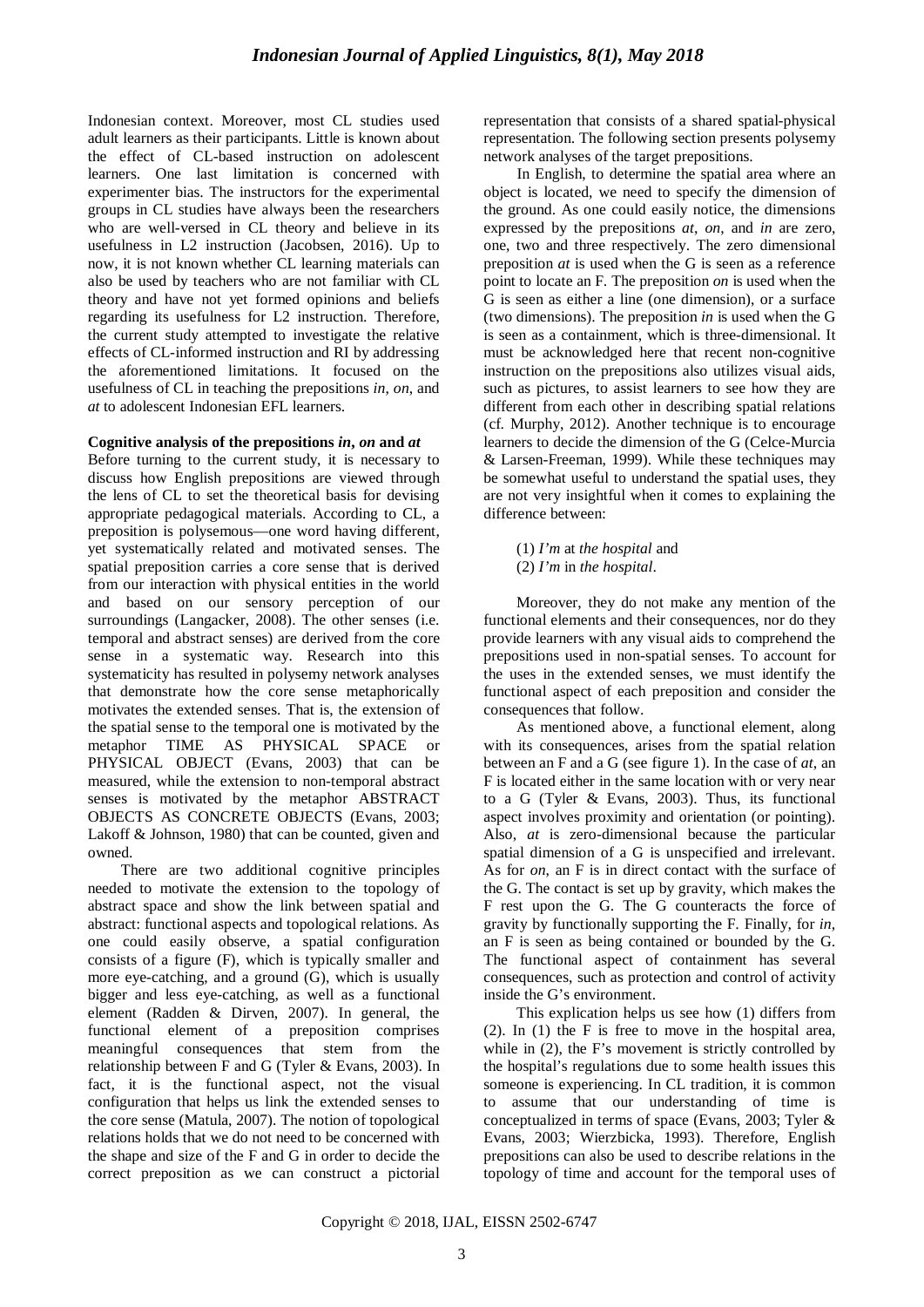Indonesian context. Moreover, most CL studies used adult learners as their participants. Little is known about the effect of CL-based instruction on adolescent learners. One last limitation is concerned with experimenter bias. The instructors for the experimental groups in CL studies have always been the researchers who are well-versed in CL theory and believe in its usefulness in L2 instruction (Jacobsen, 2016). Up to now, it is not known whether CL learning materials can also be used by teachers who are not familiar with CL theory and have not yet formed opinions and beliefs regarding its usefulness for L2 instruction. Therefore, the current study attempted to investigate the relative effects of CL-informed instruction and RI by addressing the aforementioned limitations. It focused on the usefulness of CL in teaching the prepositions *in*, *on*, and *at* to adolescent Indonesian EFL learners.

**Cognitive analysis of the prepositions *in*, *on* and *at***

Before turning to the current study, it is necessary to discuss how English prepositions are viewed through the lens of CL to set the theoretical basis for devising appropriate pedagogical materials. According to CL, a preposition is polysemous—one word having different, yet systematically related and motivated senses. The spatial preposition carries a core sense that is derived from our interaction with physical entities in the world and based on our sensory perception of our surroundings (Langacker, 2008). The other senses (i.e. temporal and abstract senses) are derived from the core sense in a systematic way. Research into this systematicity has resulted in polysemy network analyses that demonstrate how the core sense metaphorically motivates the extended senses. That is, the extension of the spatial sense to the temporal one is motivated by the metaphor TIME AS PHYSICAL SPACE or PHYSICAL OBJECT (Evans, 2003) that can be measured, while the extension to non-temporal abstract senses is motivated by the metaphor ABSTRACT OBJECTS AS CONCRETE OBJECTS (Evans, 2003; Lakoff & Johnson, 1980) that can be counted, given and owned.

There are two additional cognitive principles needed to motivate the extension to the topology of abstract space and show the link between spatial and abstract: functional aspects and topological relations. As one could easily observe, a spatial configuration consists of a figure (F), which is typically smaller and more eye-catching, and a ground (G), which is usually bigger and less eye-catching, as well as a functional element (Radden & Dirven, 2007). In general, the functional element of a preposition comprises meaningful consequences that stem from the relationship between F and G (Tyler & Evans, 2003). In fact, it is the functional aspect, not the visual configuration that helps us link the extended senses to the core sense (Matula, 2007). The notion of topological relations holds that we do not need to be concerned with the shape and size of the F and G in order to decide the correct preposition as we can construct a pictorial representation that consists of a shared spatial-physical representation. The following section presents polysemy network analyses of the target prepositions.

In English, to determine the spatial area where an object is located, we need to specify the dimension of the ground. As one could easily notice, the dimensions expressed by the prepositions *at*, *on*, and *in* are zero, one, two and three respectively. The zero dimensional preposition *at* is used when the G is seen as a reference point to locate an F. The preposition *on* is used when the G is seen as either a line (one dimension), or a surface (two dimensions). The preposition *in* is used when the G is seen as a containment, which is three-dimensional. It must be acknowledged here that recent non-cognitive instruction on the prepositions also utilizes visual aids, such as pictures, to assist learners to see how they are different from each other in describing spatial relations (cf. Murphy, 2012). Another technique is to encourage learners to decide the dimension of the G (Celce-Murcia & Larsen-Freeman, 1999). While these techniques may be somewhat useful to understand the spatial uses, they are not very insightful when it comes to explaining the difference between:

(1) *I'm* at *the hospital* and
(2) *I'm* in *the hospital*.

Moreover, they do not make any mention of the functional elements and their consequences, nor do they provide learners with any visual aids to comprehend the prepositions used in non-spatial senses. To account for the uses in the extended senses, we must identify the functional aspect of each preposition and consider the consequences that follow.

As mentioned above, a functional element, along with its consequences, arises from the spatial relation between an F and a G (see figure 1). In the case of *at*, an F is located either in the same location with or very near to a G (Tyler & Evans, 2003). Thus, its functional aspect involves proximity and orientation (or pointing). Also, *at* is zero-dimensional because the particular spatial dimension of a G is unspecified and irrelevant. As for *on*, an F is in direct contact with the surface of the G. The contact is set up by gravity, which makes the F rest upon the G. The G counteracts the force of gravity by functionally supporting the F. Finally, for *in*, an F is seen as being contained or bounded by the G. The functional aspect of containment has several consequences, such as protection and control of activity inside the G's environment.

This explication helps us see how (1) differs from (2). In (1) the F is free to move in the hospital area, while in (2), the F's movement is strictly controlled by the hospital's regulations due to some health issues this someone is experiencing. In CL tradition, it is common to assume that our understanding of time is conceptualized in terms of space (Evans, 2003; Tyler & Evans, 2003; Wierzbicka, 1993). Therefore, English prepositions can also be used to describe relations in the topology of time and account for the temporal uses of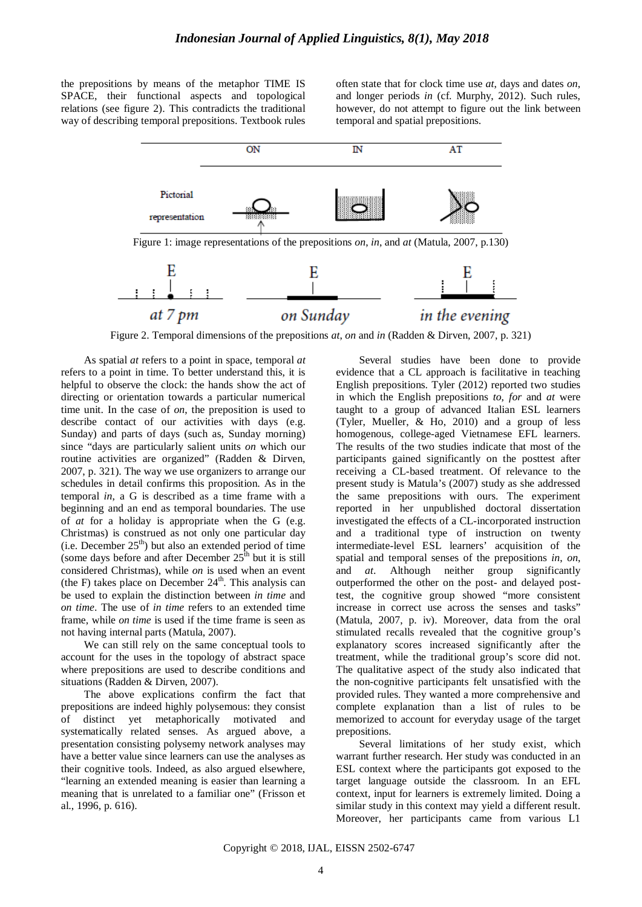the prepositions by means of the metaphor TIME IS SPACE, their functional aspects and topological relations (see figure 2). This contradicts the traditional way of describing temporal prepositions. Textbook rules often state that for clock time use *at*, days and dates *on*, and longer periods *in* (cf. Murphy, 2012). Such rules, however, do not attempt to figure out the link between temporal and spatial prepositions.

Figure 1: image representations of the prepositions *on*, *in*, and *at* (Matula, 2007, p.130)

Figure 2. Temporal dimensions of the prepositions *at*, *on* and *in* (Radden & Dirven, 2007, p. 321)

As spatial *at* refers to a point in space, temporal *at* refers to a point in time. To better understand this, it is helpful to observe the clock: the hands show the act of directing or orientation towards a particular numerical time unit. In the case of *on*, the preposition is used to describe contact of our activities with days (e.g. Sunday) and parts of days (such as, Sunday morning) since "days are particularly salient units *on* which our routine activities are organized" (Radden & Dirven, 2007, p. 321). The way we use organizers to arrange our schedules in detail confirms this proposition. As in the temporal *in*, a G is described as a time frame with a beginning and an end as temporal boundaries. The use of *at* for a holiday is appropriate when the G (e.g. Christmas) is construed as not only one particular day (i.e. December 25th) but also an extended period of time (some days before and after December 25th but it is still considered Christmas), while *on* is used when an event (the F) takes place on December 24th. This analysis can be used to explain the distinction between *in time* and *on time*. The use of *in time* refers to an extended time frame, while *on time* is used if the time frame is seen as not having internal parts (Matula, 2007).

We can still rely on the same conceptual tools to account for the uses in the topology of abstract space where prepositions are used to describe conditions and situations (Radden & Dirven, 2007).

The above explications confirm the fact that prepositions are indeed highly polysemous: they consist of distinct yet metaphorically motivated and systematically related senses. As argued above, a presentation consisting polysemy network analyses may have a better value since learners can use the analyses as their cognitive tools. Indeed, as also argued elsewhere, "learning an extended meaning is easier than learning a meaning that is unrelated to a familiar one" (Frisson et al., 1996, p. 616).

Several studies have been done to provide evidence that a CL approach is facilitative in teaching English prepositions. Tyler (2012) reported two studies in which the English prepositions *to*, *for* and *at* were taught to a group of advanced Italian ESL learners (Tyler, Mueller, & Ho, 2010) and a group of less homogenous, college-aged Vietnamese EFL learners. The results of the two studies indicate that most of the participants gained significantly on the posttest after receiving a CL-based treatment. Of relevance to the present study is Matula's (2007) study as she addressed the same prepositions with ours. The experiment reported in her unpublished doctoral dissertation investigated the effects of a CL-incorporated instruction and a traditional type of instruction on twenty intermediate-level ESL learners' acquisition of the spatial and temporal senses of the prepositions *in*, *on*, and *at*. Although neither group significantly outperformed the other on the post- and delayed post-test, the cognitive group showed "more consistent increase in correct use across the senses and tasks" (Matula, 2007, p. iv). Moreover, data from the oral stimulated recalls revealed that the cognitive group's explanatory scores increased significantly after the treatment, while the traditional group's score did not. The qualitative aspect of the study also indicated that the non-cognitive participants felt unsatisfied with the provided rules. They wanted a more comprehensive and complete explanation than a list of rules to be memorized to account for everyday usage of the target prepositions.

Several limitations of her study exist, which warrant further research. Her study was conducted in an ESL context where the participants got exposed to the target language outside the classroom. In an EFL context, input for learners is extremely limited. Doing a similar study in this context may yield a different result. Moreover, her participants came from various L1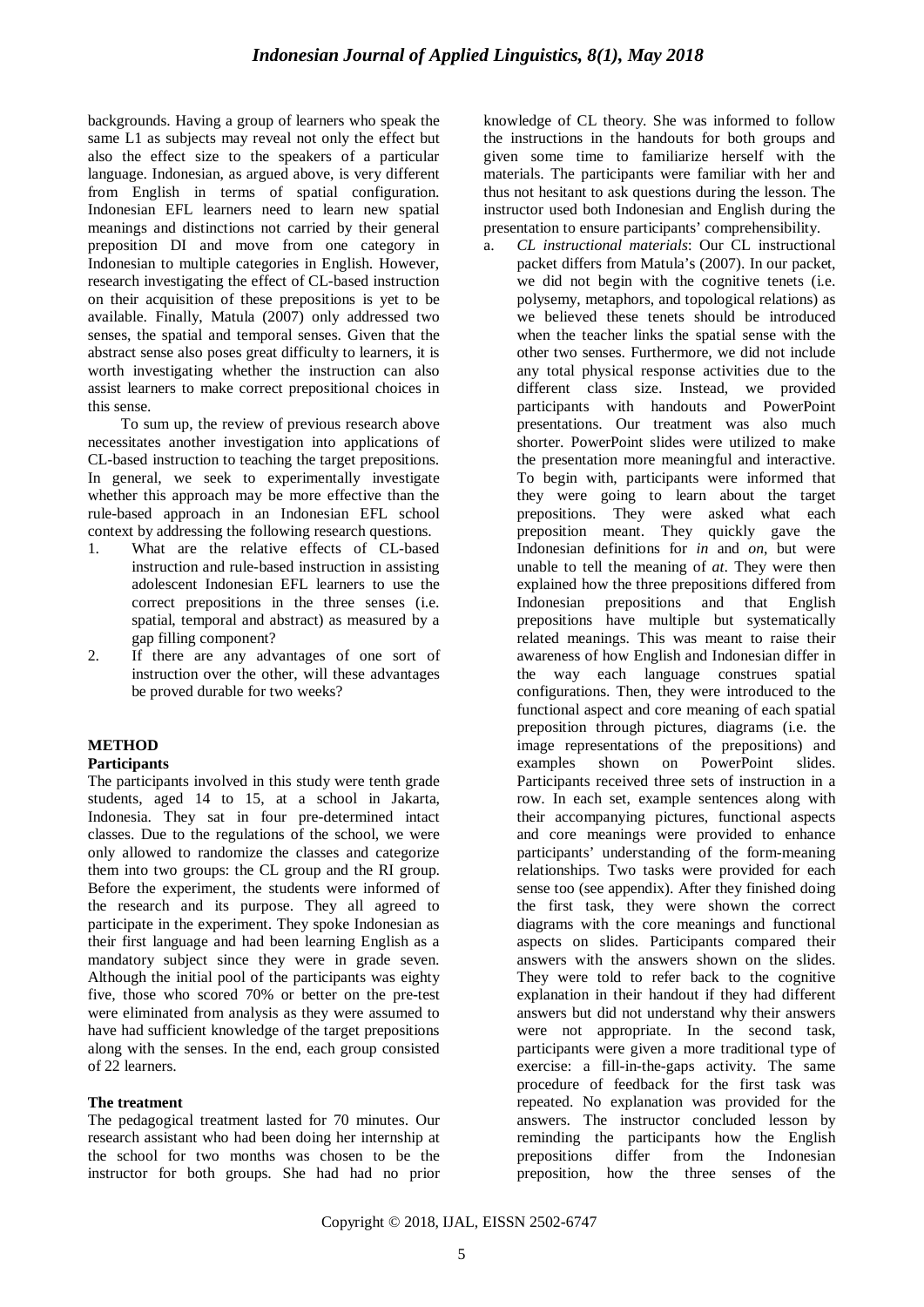backgrounds. Having a group of learners who speak the same L1 as subjects may reveal not only the effect but also the effect size to the speakers of a particular language. Indonesian, as argued above, is very different from English in terms of spatial configuration. Indonesian EFL learners need to learn new spatial meanings and distinctions not carried by their general preposition DI and move from one category in Indonesian to multiple categories in English. However, research investigating the effect of CL-based instruction on their acquisition of these prepositions is yet to be available. Finally, Matula (2007) only addressed two senses, the spatial and temporal senses. Given that the abstract sense also poses great difficulty to learners, it is worth investigating whether the instruction can also assist learners to make correct prepositional choices in this sense.

To sum up, the review of previous research above necessitates another investigation into applications of CL-based instruction to teaching the target prepositions. In general, we seek to experimentally investigate whether this approach may be more effective than the rule-based approach in an Indonesian EFL school context by addressing the following research questions.

1. What are the relative effects of CL-based instruction and rule-based instruction in assisting adolescent Indonesian EFL learners to use the correct prepositions in the three senses (i.e. spatial, temporal and abstract) as measured by a gap filling component?
2. If there are any advantages of one sort of instruction over the other, will these advantages be proved durable for two weeks?

## METHOD

### Participants

The participants involved in this study were tenth grade students, aged 14 to 15, at a school in Jakarta, Indonesia. They sat in four pre-determined intact classes. Due to the regulations of the school, we were only allowed to randomize the classes and categorize them into two groups: the CL group and the RI group. Before the experiment, the students were informed of the research and its purpose. They all agreed to participate in the experiment. They spoke Indonesian as their first language and had been learning English as a mandatory subject since they were in grade seven. Although the initial pool of the participants was eighty five, those who scored 70% or better on the pre-test were eliminated from analysis as they were assumed to have had sufficient knowledge of the target prepositions along with the senses. In the end, each group consisted of 22 learners.

### The treatment

The pedagogical treatment lasted for 70 minutes. Our research assistant who had been doing her internship at the school for two months was chosen to be the instructor for both groups. She had had no prior knowledge of CL theory. She was informed to follow the instructions in the handouts for both groups and given some time to familiarize herself with the materials. The participants were familiar with her and thus not hesitant to ask questions during the lesson. The instructor used both Indonesian and English during the presentation to ensure participants' comprehensibility.

a. *CL instructional materials*: Our CL instructional packet differs from Matula's (2007). In our packet, we did not begin with the cognitive tenets (i.e. polysemy, metaphors, and topological relations) as we believed these tenets should be introduced when the teacher links the spatial sense with the other two senses. Furthermore, we did not include any total physical response activities due to the different class size. Instead, we provided participants with handouts and PowerPoint presentations. Our treatment was also much shorter. PowerPoint slides were utilized to make the presentation more meaningful and interactive. To begin with, participants were informed that they were going to learn about the target prepositions. They were asked what each preposition meant. They quickly gave the Indonesian definitions for *in* and *on*, but were unable to tell the meaning of *at*. They were then explained how the three prepositions differed from Indonesian prepositions and that English prepositions have multiple but systematically related meanings. This was meant to raise their awareness of how English and Indonesian differ in the way each language construes spatial configurations. Then, they were introduced to the functional aspect and core meaning of each spatial preposition through pictures, diagrams (i.e. the image representations of the prepositions) and examples shown on PowerPoint slides. Participants received three sets of instruction in a row. In each set, example sentences along with their accompanying pictures, functional aspects and core meanings were provided to enhance participants' understanding of the form-meaning relationships. Two tasks were provided for each sense too (see appendix). After they finished doing the first task, they were shown the correct diagrams with the core meanings and functional aspects on slides. Participants compared their answers with the answers shown on the slides. They were told to refer back to the cognitive explanation in their handout if they had different answers but did not understand why their answers were not appropriate. In the second task, participants were given a more traditional type of exercise: a fill-in-the-gaps activity. The same procedure of feedback for the first task was repeated. No explanation was provided for the answers. The instructor concluded lesson by reminding the participants how the English prepositions differ from the Indonesian preposition, how the three senses of the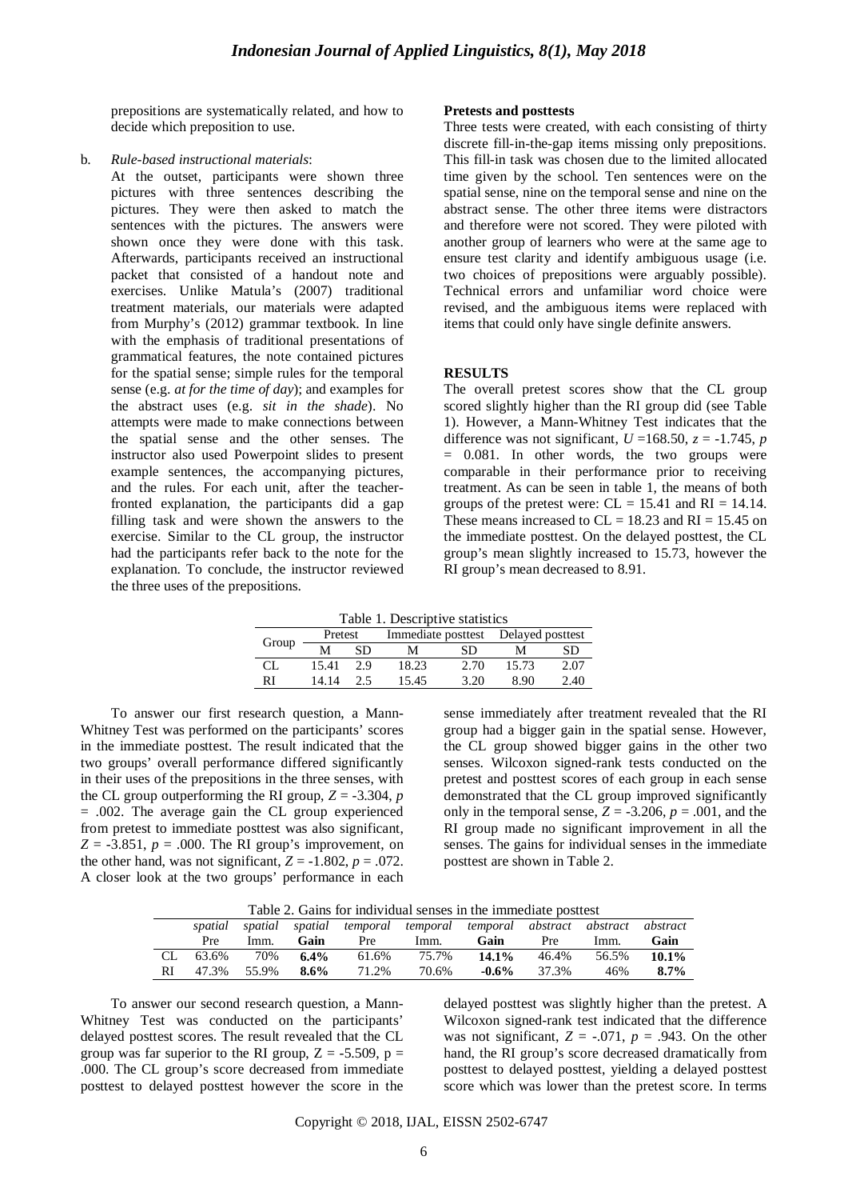prepositions are systematically related, and how to decide which preposition to use.

b. *Rule-based instructional materials*:
At the outset, participants were shown three pictures with three sentences describing the pictures. They were then asked to match the sentences with the pictures. The answers were shown once they were done with this task. Afterwards, participants received an instructional packet that consisted of a handout note and exercises. Unlike Matula's (2007) traditional treatment materials, our materials were adapted from Murphy's (2012) grammar textbook. In line with the emphasis of traditional presentations of grammatical features, the note contained pictures for the spatial sense; simple rules for the temporal sense (e.g. *at for the time of day*); and examples for the abstract uses (e.g. *sit in the shade*). No attempts were made to make connections between the spatial sense and the other senses. The instructor also used Powerpoint slides to present example sentences, the accompanying pictures, and the rules. For each unit, after the teacher-fronted explanation, the participants did a gap filling task and were shown the answers to the exercise. Similar to the CL group, the instructor had the participants refer back to the note for the explanation. To conclude, the instructor reviewed the three uses of the prepositions.

**Pretests and posttests**

Three tests were created, with each consisting of thirty discrete fill-in-the-gap items missing only prepositions. This fill-in task was chosen due to the limited allocated time given by the school. Ten sentences were on the spatial sense, nine on the temporal sense and nine on the abstract sense. The other three items were distractors and therefore were not scored. They were piloted with another group of learners who were at the same age to ensure test clarity and identify ambiguous usage (i.e. two choices of prepositions were arguably possible). Technical errors and unfamiliar word choice were revised, and the ambiguous items were replaced with items that could only have single definite answers.

## RESULTS

The overall pretest scores show that the CL group scored slightly higher than the RI group did (see Table 1). However, a Mann-Whitney Test indicates that the difference was not significant, $U = 168.50$, $z = -1.745$, $p = 0.081$. In other words, the two groups were comparable in their performance prior to receiving treatment. As can be seen in table 1, the means of both groups of the pretest were: CL = 15.41 and RI = 14.14. These means increased to CL = 18.23 and RI = 15.45 on the immediate posttest. On the delayed posttest, the CL group's mean slightly increased to 15.73, however the RI group's mean decreased to 8.91.

Table 1. Descriptive statistics

| Group | Pretest | | Immediate posttest | | Delayed posttest | |
|---|---|---|---|---|---|---|
| | M | SD | M | SD | M | SD |
| CL | 15.41 | 2.9 | 18.23 | 2.70 | 15.73 | 2.07 |
| RI | 14.14 | 2.5 | 15.45 | 3.20 | 8.90 | 2.40 |

To answer our first research question, a Mann-Whitney Test was performed on the participants' scores in the immediate posttest. The result indicated that the two groups' overall performance differed significantly in their uses of the prepositions in the three senses, with the CL group outperforming the RI group, $Z = -3.304$, $p = .002$. The average gain the CL group experienced from pretest to immediate posttest was also significant, $Z = -3.851$, $p = .000$. The RI group's improvement, on the other hand, was not significant, $Z = -1.802$, $p = .072$. A closer look at the two groups' performance in each sense immediately after treatment revealed that the RI group had a bigger gain in the spatial sense. However, the CL group showed bigger gains in the other two senses. Wilcoxon signed-rank tests conducted on the pretest and posttest scores of each group in each sense demonstrated that the CL group improved significantly only in the temporal sense, $Z = -3.206$, $p = .001$, and the RI group made no significant improvement in all the senses. The gains for individual senses in the immediate posttest are shown in Table 2.

Table 2. Gains for individual senses in the immediate posttest

| | *spatial* Pre | *spatial* Imm. | *spatial* **Gain** | *temporal* Pre | *temporal* Imm. | *temporal* **Gain** | *abstract* Pre | *abstract* Imm. | *abstract* **Gain** |
|---|---|---|---|---|---|---|---|---|---|
| CL | 63.6% | 70% | **6.4%** | 61.6% | 75.7% | **14.1%** | 46.4% | 56.5% | **10.1%** |
| RI | 47.3% | 55.9% | **8.6%** | 71.2% | 70.6% | **-0.6%** | 37.3% | 46% | **8.7%** |

To answer our second research question, a Mann-Whitney Test was conducted on the participants' delayed posttest scores. The result revealed that the CL group was far superior to the RI group, $Z = -5.509$, $p = .000$. The CL group's score decreased from immediate posttest to delayed posttest however the score in the delayed posttest was slightly higher than the pretest. A Wilcoxon signed-rank test indicated that the difference was not significant, $Z = -.071$, $p = .943$. On the other hand, the RI group's score decreased dramatically from posttest to delayed posttest, yielding a delayed posttest score which was lower than the pretest score. In terms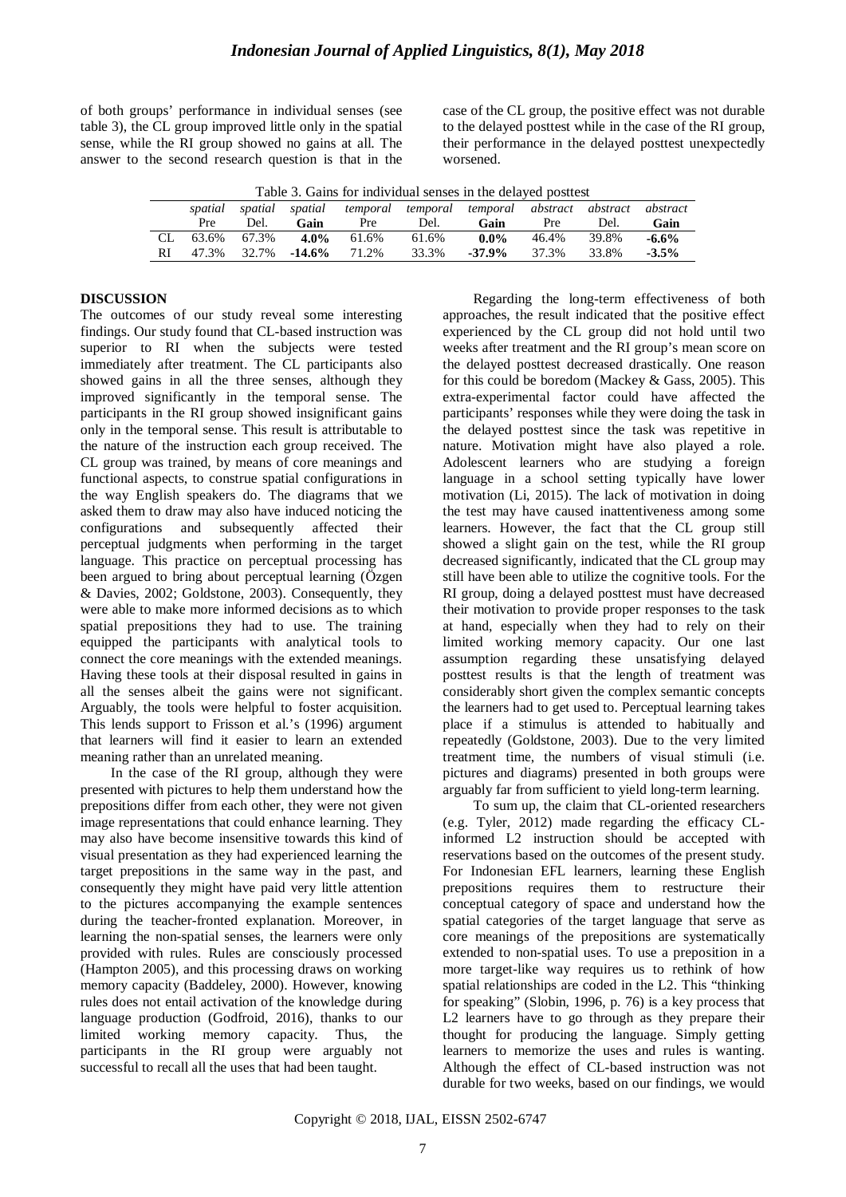of both groups' performance in individual senses (see table 3), the CL group improved little only in the spatial sense, while the RI group showed no gains at all. The answer to the second research question is that in the case of the CL group, the positive effect was not durable to the delayed posttest while in the case of the RI group, their performance in the delayed posttest unexpectedly worsened.

Table 3. Gains for individual senses in the delayed posttest

| | *spatial* Pre | *spatial* Del. | *spatial* **Gain** | *temporal* Pre | *temporal* Del. | *temporal* **Gain** | *abstract* Pre | *abstract* Del. | *abstract* **Gain** |
|---|---|---|---|---|---|---|---|---|---|
| CL | 63.6% | 67.3% | **4.0%** | 61.6% | 61.6% | **0.0%** | 46.4% | 39.8% | **-6.6%** |
| RI | 47.3% | 32.7% | **-14.6%** | 71.2% | 33.3% | **-37.9%** | 37.3% | 33.8% | **-3.5%** |

## DISCUSSION

The outcomes of our study reveal some interesting findings. Our study found that CL-based instruction was superior to RI when the subjects were tested immediately after treatment. The CL participants also showed gains in all the three senses, although they improved significantly in the temporal sense. The participants in the RI group showed insignificant gains only in the temporal sense. This result is attributable to the nature of the instruction each group received. The CL group was trained, by means of core meanings and functional aspects, to construe spatial configurations in the way English speakers do. The diagrams that we asked them to draw may also have induced noticing the configurations and subsequently affected their perceptual judgments when performing in the target language. This practice on perceptual processing has been argued to bring about perceptual learning (Özgen & Davies, 2002; Goldstone, 2003). Consequently, they were able to make more informed decisions as to which spatial prepositions they had to use. The training equipped the participants with analytical tools to connect the core meanings with the extended meanings. Having these tools at their disposal resulted in gains in all the senses albeit the gains were not significant. Arguably, the tools were helpful to foster acquisition. This lends support to Frisson et al.'s (1996) argument that learners will find it easier to learn an extended meaning rather than an unrelated meaning.

In the case of the RI group, although they were presented with pictures to help them understand how the prepositions differ from each other, they were not given image representations that could enhance learning. They may also have become insensitive towards this kind of visual presentation as they had experienced learning the target prepositions in the same way in the past, and consequently they might have paid very little attention to the pictures accompanying the example sentences during the teacher-fronted explanation. Moreover, in learning the non-spatial senses, the learners were only provided with rules. Rules are consciously processed (Hampton 2005), and this processing draws on working memory capacity (Baddeley, 2000). However, knowing rules does not entail activation of the knowledge during language production (Godfroid, 2016), thanks to our limited working memory capacity. Thus, the participants in the RI group were arguably not successful to recall all the uses that had been taught.

Regarding the long-term effectiveness of both approaches, the result indicated that the positive effect experienced by the CL group did not hold until two weeks after treatment and the RI group's mean score on the delayed posttest decreased drastically. One reason for this could be boredom (Mackey & Gass, 2005). This extra-experimental factor could have affected the participants' responses while they were doing the task in the delayed posttest since the task was repetitive in nature. Motivation might have also played a role. Adolescent learners who are studying a foreign language in a school setting typically have lower motivation (Li, 2015). The lack of motivation in doing the test may have caused inattentiveness among some learners. However, the fact that the CL group still showed a slight gain on the test, while the RI group decreased significantly, indicated that the CL group may still have been able to utilize the cognitive tools. For the RI group, doing a delayed posttest must have decreased their motivation to provide proper responses to the task at hand, especially when they had to rely on their limited working memory capacity. Our one last assumption regarding these unsatisfying delayed posttest results is that the length of treatment was considerably short given the complex semantic concepts the learners had to get used to. Perceptual learning takes place if a stimulus is attended to habitually and repeatedly (Goldstone, 2003). Due to the very limited treatment time, the numbers of visual stimuli (i.e. pictures and diagrams) presented in both groups were arguably far from sufficient to yield long-term learning.

To sum up, the claim that CL-oriented researchers (e.g. Tyler, 2012) made regarding the efficacy CL-informed L2 instruction should be accepted with reservations based on the outcomes of the present study. For Indonesian EFL learners, learning these English prepositions requires them to restructure their conceptual category of space and understand how the spatial categories of the target language that serve as core meanings of the prepositions are systematically extended to non-spatial uses. To use a preposition in a more target-like way requires us to rethink of how spatial relationships are coded in the L2. This "thinking for speaking" (Slobin, 1996, p. 76) is a key process that L2 learners have to go through as they prepare their thought for producing the language. Simply getting learners to memorize the uses and rules is wanting. Although the effect of CL-based instruction was not durable for two weeks, based on our findings, we would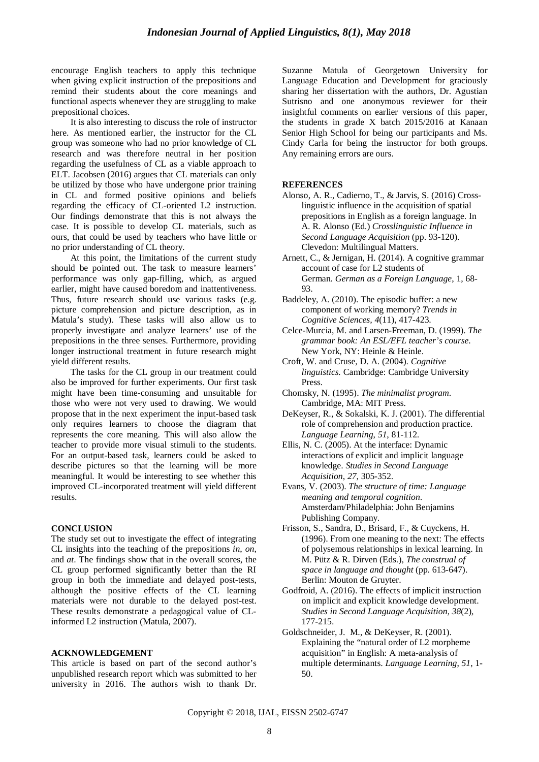encourage English teachers to apply this technique when giving explicit instruction of the prepositions and remind their students about the core meanings and functional aspects whenever they are struggling to make prepositional choices.

It is also interesting to discuss the role of instructor here. As mentioned earlier, the instructor for the CL group was someone who had no prior knowledge of CL research and was therefore neutral in her position regarding the usefulness of CL as a viable approach to ELT. Jacobsen (2016) argues that CL materials can only be utilized by those who have undergone prior training in CL and formed positive opinions and beliefs regarding the efficacy of CL-oriented L2 instruction. Our findings demonstrate that this is not always the case. It is possible to develop CL materials, such as ours, that could be used by teachers who have little or no prior understanding of CL theory.

At this point, the limitations of the current study should be pointed out. The task to measure learners' performance was only gap-filling, which, as argued earlier, might have caused boredom and inattentiveness. Thus, future research should use various tasks (e.g. picture comprehension and picture description, as in Matula's study). These tasks will also allow us to properly investigate and analyze learners' use of the prepositions in the three senses. Furthermore, providing longer instructional treatment in future research might yield different results.

The tasks for the CL group in our treatment could also be improved for further experiments. Our first task might have been time-consuming and unsuitable for those who were not very used to drawing. We would propose that in the next experiment the input-based task only requires learners to choose the diagram that represents the core meaning. This will also allow the teacher to provide more visual stimuli to the students. For an output-based task, learners could be asked to describe pictures so that the learning will be more meaningful. It would be interesting to see whether this improved CL-incorporated treatment will yield different results.

## CONCLUSION

The study set out to investigate the effect of integrating CL insights into the teaching of the prepositions *in*, *on*, and *at*. The findings show that in the overall scores, the CL group performed significantly better than the RI group in both the immediate and delayed post-tests, although the positive effects of the CL learning materials were not durable to the delayed post-test. These results demonstrate a pedagogical value of CL-informed L2 instruction (Matula, 2007).

## ACKNOWLEDGEMENT

This article is based on part of the second author's unpublished research report which was submitted to her university in 2016. The authors wish to thank Dr. Suzanne Matula of Georgetown University for Language Education and Development for graciously sharing her dissertation with the authors, Dr. Agustian Sutrisno and one anonymous reviewer for their insightful comments on earlier versions of this paper, the students in grade X batch 2015/2016 at Kanaan Senior High School for being our participants and Ms. Cindy Carla for being the instructor for both groups. Any remaining errors are ours.

## REFERENCES

Alonso, A. R., Cadierno, T., & Jarvis, S. (2016) Cross-linguistic influence in the acquisition of spatial prepositions in English as a foreign language. In A. R. Alonso (Ed.) *Crosslinguistic Influence in Second Language Acquisition* (pp. 93-120). Clevedon: Multilingual Matters.

Arnett, C., & Jernigan, H. (2014). A cognitive grammar account of case for L2 students of German. *German as a Foreign Language*, 1, 68-93.

Baddeley, A. (2010). The episodic buffer: a new component of working memory? *Trends in Cognitive Sciences, 4*(11), 417-423.

Celce-Murcia, M. and Larsen-Freeman, D. (1999). *The grammar book: An ESL/EFL teacher's course*. New York, NY: Heinle & Heinle.

Croft, W. and Cruse, D. A. (2004). *Cognitive linguistics.* Cambridge: Cambridge University Press.

Chomsky, N. (1995). *The minimalist program*. Cambridge, MA: MIT Press.

DeKeyser, R., & Sokalski, K. J. (2001). The differential role of comprehension and production practice. *Language Learning, 51*, 81-112.

Ellis, N. C. (2005). At the interface: Dynamic interactions of explicit and implicit language knowledge. *Studies in Second Language Acquisition, 27*, 305-352.

Evans, V. (2003). *The structure of time: Language meaning and temporal cognition*. Amsterdam/Philadelphia: John Benjamins Publishing Company.

Frisson, S., Sandra, D., Brisard, F., & Cuyckens, H. (1996). From one meaning to the next: The effects of polysemous relationships in lexical learning. In M. Pütz & R. Dirven (Eds.), *The construal of space in language and thought* (pp. 613-647). Berlin: Mouton de Gruyter.

Godfroid, A. (2016). The effects of implicit instruction on implicit and explicit knowledge development. *Studies in Second Language Acquisition, 38*(2), 177-215.

Goldschneider, J. M., & DeKeyser, R. (2001). Explaining the "natural order of L2 morpheme acquisition" in English: A meta-analysis of multiple determinants. *Language Learning, 51*, 1-50.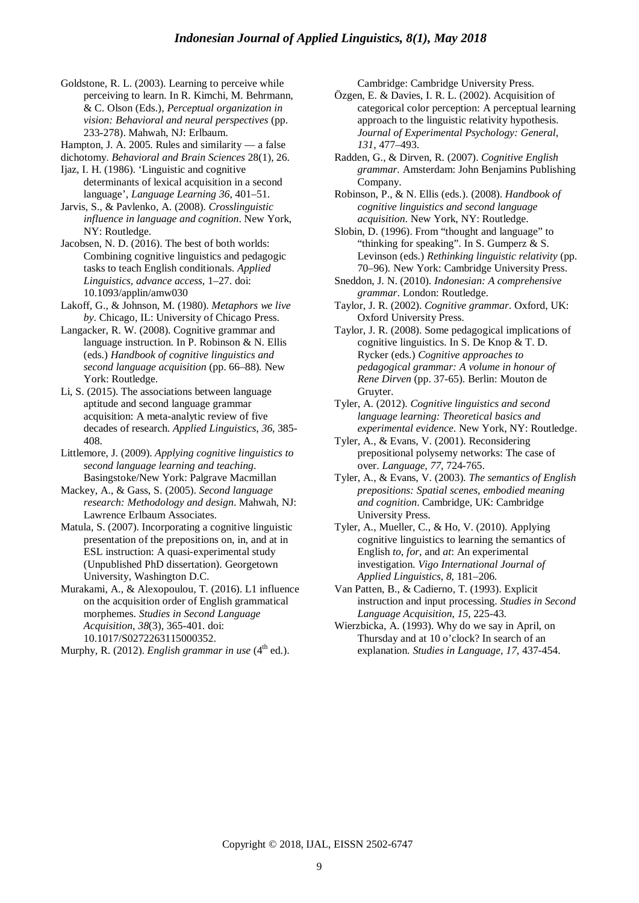Goldstone, R. L. (2003). Learning to perceive while perceiving to learn. In R. Kimchi, M. Behrmann, & C. Olson (Eds.), *Perceptual organization in vision: Behavioral and neural perspectives* (pp. 233-278). Mahwah, NJ: Erlbaum.

Hampton, J. A. 2005. Rules and similarity — a false dichotomy. *Behavioral and Brain Sciences* 28(1), 26.

Ijaz, I. H. (1986). 'Linguistic and cognitive determinants of lexical acquisition in a second language', *Language Learning 36*, 401–51.

Jarvis, S., & Pavlenko, A. (2008). *Crosslinguistic influence in language and cognition*. New York, NY: Routledge.

Jacobsen, N. D. (2016). The best of both worlds: Combining cognitive linguistics and pedagogic tasks to teach English conditionals. *Applied Linguistics, advance access*, 1–27. doi: 10.1093/applin/amw030

Lakoff, G., & Johnson, M. (1980). *Metaphors we live by*. Chicago, IL: University of Chicago Press.

Langacker, R. W. (2008). Cognitive grammar and language instruction. In P. Robinson & N. Ellis (eds.) *Handbook of cognitive linguistics and second language acquisition* (pp. 66–88). New York: Routledge.

Li, S. (2015). The associations between language aptitude and second language grammar acquisition: A meta-analytic review of five decades of research. *Applied Linguistics, 36*, 385-408.

Littlemore, J. (2009). *Applying cognitive linguistics to second language learning and teaching*. Basingstoke/New York: Palgrave Macmillan

Mackey, A., & Gass, S. (2005). *Second language research: Methodology and design*. Mahwah, NJ: Lawrence Erlbaum Associates.

Matula, S. (2007). Incorporating a cognitive linguistic presentation of the prepositions on, in, and at in ESL instruction: A quasi-experimental study (Unpublished PhD dissertation). Georgetown University, Washington D.C.

Murakami, A., & Alexopoulou, T. (2016). L1 influence on the acquisition order of English grammatical morphemes. *Studies in Second Language Acquisition, 38*(3), 365-401. doi: 10.1017/S0272263115000352.

Murphy, R. (2012). *English grammar in use* (4th ed.). Cambridge: Cambridge University Press.

Özgen, E. & Davies, I. R. L. (2002). Acquisition of categorical color perception: A perceptual learning approach to the linguistic relativity hypothesis. *Journal of Experimental Psychology: General, 131*, 477–493.

Radden, G., & Dirven, R. (2007). *Cognitive English grammar*. Amsterdam: John Benjamins Publishing Company.

Robinson, P., & N. Ellis (eds.). (2008). *Handbook of cognitive linguistics and second language acquisition*. New York, NY: Routledge.

Slobin, D. (1996). From "thought and language" to "thinking for speaking". In S. Gumperz & S. Levinson (eds.) *Rethinking linguistic relativity* (pp. 70–96). New York: Cambridge University Press.

Sneddon, J. N. (2010). *Indonesian: A comprehensive grammar*. London: Routledge.

Taylor, J. R. (2002). *Cognitive grammar*. Oxford, UK: Oxford University Press.

Taylor, J. R. (2008). Some pedagogical implications of cognitive linguistics. In S. De Knop & T. D. Rycker (eds.) *Cognitive approaches to pedagogical grammar: A volume in honour of Rene Dirven* (pp. 37-65). Berlin: Mouton de Gruyter.

Tyler, A. (2012). *Cognitive linguistics and second language learning: Theoretical basics and experimental evidence*. New York, NY: Routledge.

Tyler, A., & Evans, V. (2001). Reconsidering prepositional polysemy networks: The case of over. *Language, 77*, 724-765.

Tyler, A., & Evans, V. (2003). *The semantics of English prepositions: Spatial scenes, embodied meaning and cognition*. Cambridge, UK: Cambridge University Press.

Tyler, A., Mueller, C., & Ho, V. (2010). Applying cognitive linguistics to learning the semantics of English *to*, *for*, and *at*: An experimental investigation. *Vigo International Journal of Applied Linguistics, 8*, 181–206.

Van Patten, B., & Cadierno, T. (1993). Explicit instruction and input processing. *Studies in Second Language Acquisition, 15*, 225-43.

Wierzbicka, A. (1993). Why do we say in April, on Thursday and at 10 o'clock? In search of an explanation. *Studies in Language, 17*, 437-454.

Copyright © 2018, IJAL, EISSN 2502-6747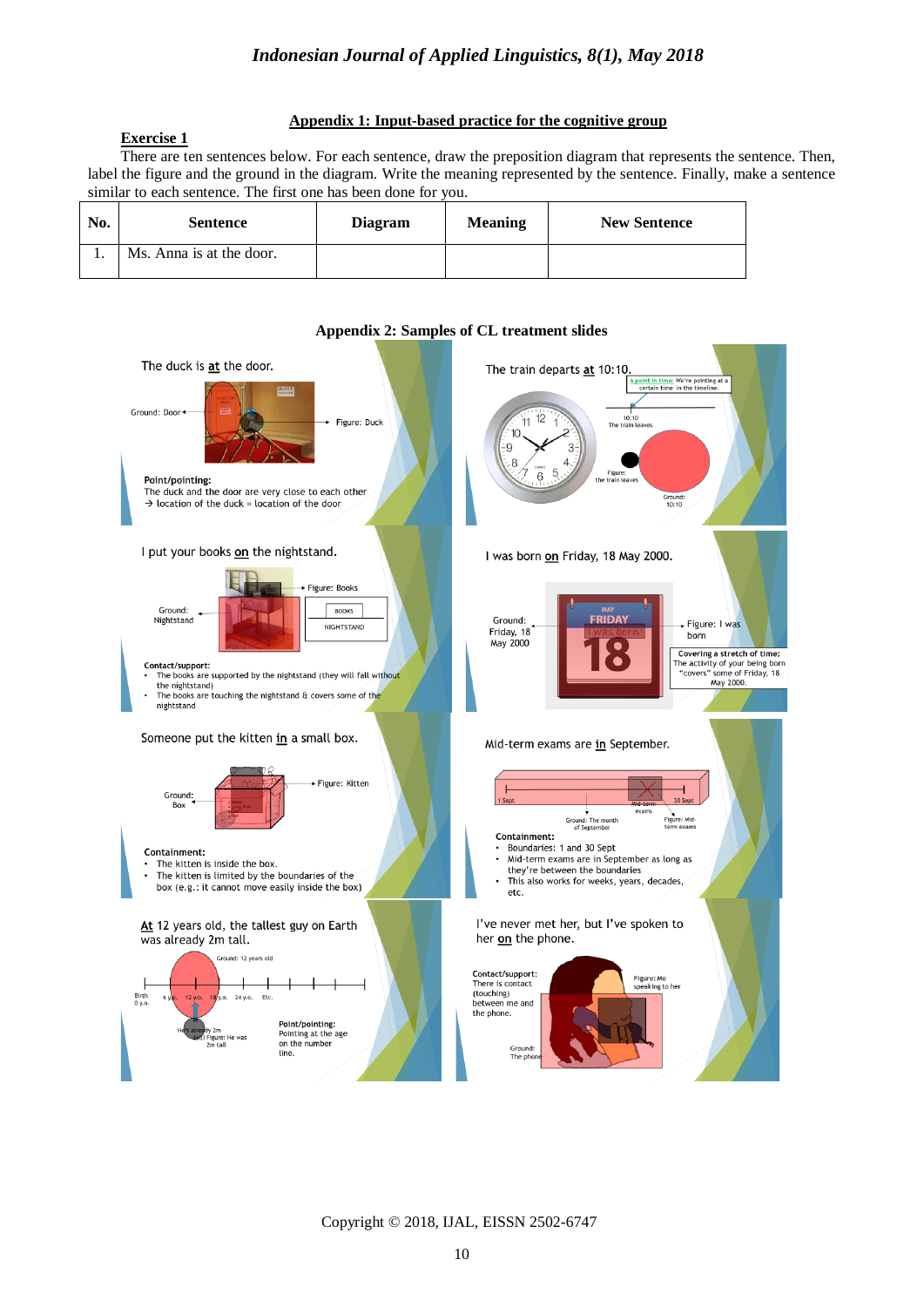## Appendix 1: Input-based practice for the cognitive group

### Exercise 1

There are ten sentences below. For each sentence, draw the preposition diagram that represents the sentence. Then, label the figure and the ground in the diagram. Write the meaning represented by the sentence. Finally, make a sentence similar to each sentence. The first one has been done for you.

| No. | Sentence | Diagram | Meaning | New Sentence |
|---|---|---|---|---|
| 1. | Ms. Anna is at the door. | | | |

## Appendix 2: Samples of CL treatment slides

The duck is at the door.

Ground: Door

Figure: Duck

Point/pointing:
The duck and the door are very close to each other
→ location of the duck = location of the door

The train departs at 10:10.

A point in time: We're pointing at a certain time in the timeline.

10:10
The train leaves

Figure: the train leaves

Ground: 10:10

I put your books on the nightstand.

Figure: Books

Ground: Nightstand

BOOKS

NIGHTSTAND

Contact/support:
- The books are supported by the nightstand (they will fall without the nightstand)
- The books are touching the nightstand & covers some of the nightstand

I was born on Friday, 18 May 2000.

Ground: Friday, 18 May 2000

MAY FRIDAY I was born 18

Figure: I was born

Covering a stretch of time:
The activity of your being born "covers" some of Friday, 18 May 2000.

Someone put the kitten in a small box.

Figure: Kitten

Ground: Box

Containment:
- The kitten is inside the box.
- The kitten is limited by the boundaries of the box (e.g.: it cannot move easily inside the box)

Mid-term exams are in September.

1 Sept

Mid-term exams

30 Sept

Ground: The month of September

Figure: Mid-term exams

Containment:
- Boundaries: 1 and 30 Sept
- Mid-term exams are in September as long as they're between the boundaries
- This also works for weeks, years, decades, etc.

At 12 years old, the tallest guy on Earth was already 2m tall.

Ground: 12 years old

Birth 0 y.o. 6 y.o. 12 y.o. 18 y.o. 24 y.o. Etc.

He's already 2m tall Figure: He was 2m tall

Point/pointing:
Pointing at the age on the number line.

I've never met her, but I've spoken to her on the phone.

Contact/support:
There is contact (touching) between me and the phone.

Figure: Me speaking to her

Ground: The phone